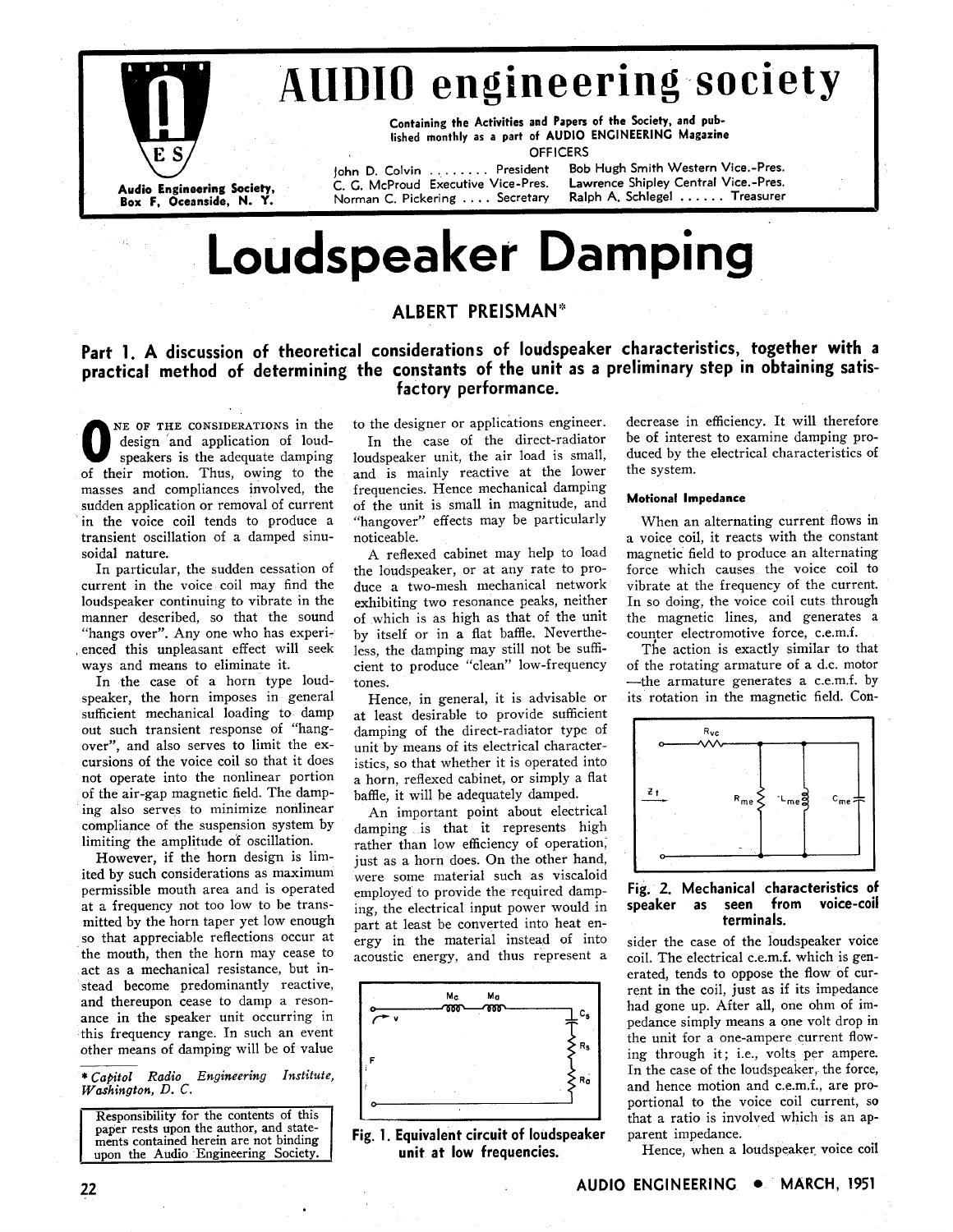# AUDIO engineering society

Containing the Activities and Papers of the Society, and published monthly as a part of AUDIO ENGINEERING Magazine

OFFICERS

John D. Colvin . . . . . . . . President
C. G. McProud Executive Vice-Pres.
Norman C. Pickering . . . . Secretary
Bob Hugh Smith Western Vice.-Pres.
Lawrence Shipley Central Vice.-Pres.
Ralph A. Schlegel . . . . . . Treasurer

Audio Engineering Society, Box F, Oceanside, N. Y.

# Loudspeaker Damping

## ALBERT PREISMAN*

**Part 1. A discussion of theoretical considerations of loudspeaker characteristics, together with a practical method of determining the constants of the unit as a preliminary step in obtaining satisfactory performance.**

ONE OF THE CONSIDERATIONS in the design and application of loudspeakers is the adequate damping of their motion. Thus, owing to the masses and compliances involved, the sudden application or removal of current in the voice coil tends to produce a transient oscillation of a damped sinusoidal nature.

In particular, the sudden cessation of current in the voice coil may find the loudspeaker continuing to vibrate in the manner described, so that the sound "hangs over". Any one who has experienced this unpleasant effect will seek ways and means to eliminate it.

In the case of a horn type loudspeaker, the horn imposes in general sufficient mechanical loading to damp out such transient response of "hangover", and also serves to limit the excursions of the voice coil so that it does not operate into the nonlinear portion of the air-gap magnetic field. The damping also serves to minimize nonlinear compliance of the suspension system by limiting the amplitude of oscillation.

However, if the horn design is limited by such considerations as maximum permissible mouth area and is operated at a frequency not too low to be transmitted by the horn taper yet low enough so that appreciable reflections occur at the mouth, then the horn may cease to act as a mechanical resistance, but instead become predominantly reactive, and thereupon cease to damp a resonance in the speaker unit occurring in this frequency range. In such an event other means of damping will be of value to the designer or applications engineer.

In the case of the direct-radiator loudspeaker unit, the air load is small, and is mainly reactive at the lower frequencies. Hence mechanical damping of the unit is small in magnitude, and "hangover" effects may be particularly noticeable.

A reflexed cabinet may help to load the loudspeaker, or at any rate to produce a two-mesh mechanical network exhibiting two resonance peaks, neither of which is as high as that of the unit by itself or in a flat baffle. Nevertheless, the damping may still not be sufficient to produce "clean" low-frequency tones.

Hence, in general, it is advisable or at least desirable to provide sufficient damping of the direct-radiator type of unit by means of its electrical characteristics, so that whether it is operated into a horn, reflexed cabinet, or simply a flat baffle, it will be adequately damped.

An important point about electrical damping is that it represents high rather than low efficiency of operation, just as a horn does. On the other hand, were some material such as viscaloid employed to provide the required damping, the electrical input power would in part at least be converted into heat energy in the material instead of into acoustic energy, and thus represent a decrease in efficiency. It will therefore be of interest to examine damping produced by the electrical characteristics of the system.

Fig. 1. Equivalent circuit of loudspeaker unit at low frequencies.

### Motional Impedance

When an alternating current flows in a voice coil, it reacts with the constant magnetic field to produce an alternating force which causes the voice coil to vibrate at the frequency of the current. In so doing, the voice coil cuts through the magnetic lines, and generates a counter electromotive force, c.e.m.f.

The action is exactly similar to that of the rotating armature of a d.c. motor—the armature generates a c.e.m.f. by its rotation in the magnetic field. Consider the case of the loudspeaker voice coil. The electrical c.e.m.f. which is generated, tends to oppose the flow of current in the coil, just as if its impedance had gone up. After all, one ohm of impedance simply means a one volt drop in the unit for a one-ampere current flowing through it; i.e., volts per ampere. In the case of the loudspeaker, the force, and hence motion and c.e.m.f., are proportional to the voice coil current, so that a ratio is involved which is an apparent impedance.

Fig. 2. Mechanical characteristics of speaker as seen from voice-coil terminals.

Hence, when a loudspeaker voice coil

*\* Capitol Radio Engineering Institute, Washington, D. C.*

Responsibility for the contents of this paper rests upon the author, and statements contained herein are not binding upon the Audio Engineering Society.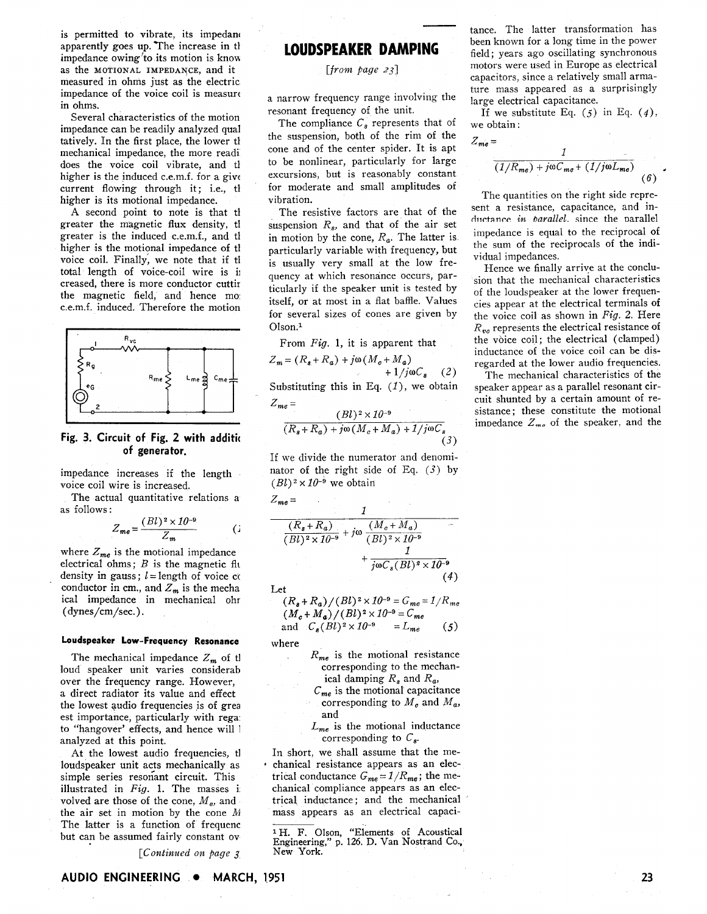is permitted to vibrate, its impedan apparently goes up. The increase in tl impedance owing to its motion is know as the MOTIONAL IMPEDANCE, and it measured in ohms just as the electric impedance of the voice coil is measure in ohms.

Several characteristics of the motion impedance can be readily analyzed qual tatively. In the first place, the lower tl mechanical impedance, the more readi does the voice coil vibrate, and tl higher is the induced c.e.m.f. for a give current flowing through it; i.e., tl higher is its motional impedance.

A second point to note is that tl greater the magnetic flux density, tl greater is the induced c.e.m.f., and tl higher is the motional impedance of tl voice coil. Finally, we note that if tl total length of voice-coil wire is i creased, there is more conductor cuttir the magnetic field, and hence mo c.e.m.f. induced. Therefore the motion

Fig. 3. Circuit of Fig. 2 with additi of generator.

impedance increases if the length voice coil wire is increased.

The actual quantitative relations a as follows:

$$Z_{me} = \frac{(Bl)^2 \times 10^{-9}}{Z_m} \quad (1)$$

where $Z_{me}$ is the motional impedance electrical ohms; $B$ is the magnetic fl density in gauss; $l$ = length of voice cc conductor in cm., and $Z_m$ is the mecha ical impedance in mechanical ohr (dynes/cm/sec.).

#### Loudspeaker Low-Frequency Resonance

The mechanical impedance $Z_m$ of tl loud speaker unit varies considerab over the frequency range. However, a direct radiator its value and effect the lowest audio frequencies is of grea est importance, particularly with rega to "hangover' effects, and hence will l analyzed at this point.

At the lowest audio frequencies, tl loudspeaker unit acts mechanically as simple series resonant circuit. This illustrated in *Fig.* 1. The masses i volved are those of the cone, $M_c$, and the air set in motion by the cone $M$ The latter is a function of frequenc but can be assumed fairly constant ov

[*Continued on page 3*

## LOUDSPEAKER DAMPING

[*from page 23*]

a narrow frequency range involving the resonant frequency of the unit.

The compliance $C_s$ represents that of the suspension, both of the rim of the cone and of the center spider. It is apt to be nonlinear, particularly for large excursions, but is reasonably constant for moderate and small amplitudes of vibration.

The resistive factors are that of the suspension $R_s$, and that of the air set in motion by the cone, $R_a$. The latter is particularly variable with frequency, but is usually very small at the low frequency at which resonance occurs, particularly if the speaker unit is tested by itself, or at most in a flat baffle. Values for several sizes of cones are given by Olson.[1]

From *Fig.* 1, it is apparent that

$$Z_m = (R_s + R_a) + j\omega(M_c + M_a) + 1/j\omega C_s \quad (2)$$

Substituting this in Eq. (*1*), we obtain

$$Z_{me} = \frac{(Bl)^2 \times 10^{-9}}{(R_s + R_a) + j\omega(M_c + M_a) + 1/j\omega C_s} \quad (3)$$

If we divide the numerator and denominator of the right side of Eq. (*3*) by $(Bl)^2 \times 10^{-9}$ we obtain

$$Z_{me} = \frac{1}{\frac{(R_s + R_a)}{(Bl)^2 \times 10^{-9}} + j\omega\frac{(M_c + M_a)}{(Bl)^2 \times 10^{-9}} + \frac{1}{j\omega C_s (Bl)^2 \times 10^{-9}}} \quad (4)$$

Let

$$(R_s + R_a)/(Bl)^2 \times 10^{-9} = G_{me} = 1/R_{me}$$
$$(M_c + M_a)/(Bl)^2 \times 10^{-9} = C_{me}$$
$$\text{and } C_s(Bl)^2 \times 10^{-9} = L_{me} \quad (5)$$

where

- $R_{me}$ is the motional resistance corresponding to the mechanical damping $R_s$ and $R_a$,
- $C_{me}$ is the motional capacitance corresponding to $M_c$ and $M_a$, and
- $L_{me}$ is the motional inductance corresponding to $C_s$.

In short, we shall assume that the mechanical resistance appears as an electrical conductance $G_{me} = 1/R_{me}$; the mechanical compliance appears as an electrical inductance; and the mechanical mass appears as an electrical capacitance. The latter transformation has been known for a long time in the power field; years ago oscillating synchronous motors were used in Europe as electrical capacitors, since a relatively small armature mass appeared as a surprisingly large electrical capacitance.

If we substitute Eq. (*5*) in Eq. (*4*), we obtain:

$$Z_{me} = \frac{1}{(1/R_{me}) + j\omega C_{me} + (1/j\omega L_{me})} \quad (6)$$

The quantities on the right side represent a resistance, capacitance, and inductance *in parallel*, since the parallel impedance is equal to the reciprocal of the sum of the reciprocals of the individual impedances.

Hence we finally arrive at the conclusion that the mechanical characteristics of the loudspeaker at the lower frequencies appear at the electrical terminals of the voice coil as shown in *Fig.* 2. Here $R_{vc}$ represents the electrical resistance of the voice coil; the electrical (clamped) inductance of the voice coil can be disregarded at the lower audio frequencies.

The mechanical characteristics of the speaker appear as a parallel resonant circuit shunted by a certain amount of resistance; these constitute the motional impedance $Z_{me}$ of the speaker, and the

[1] H. F. Olson, "Elements of Acoustical Engineering," p. 126. D. Van Nostrand Co., New York.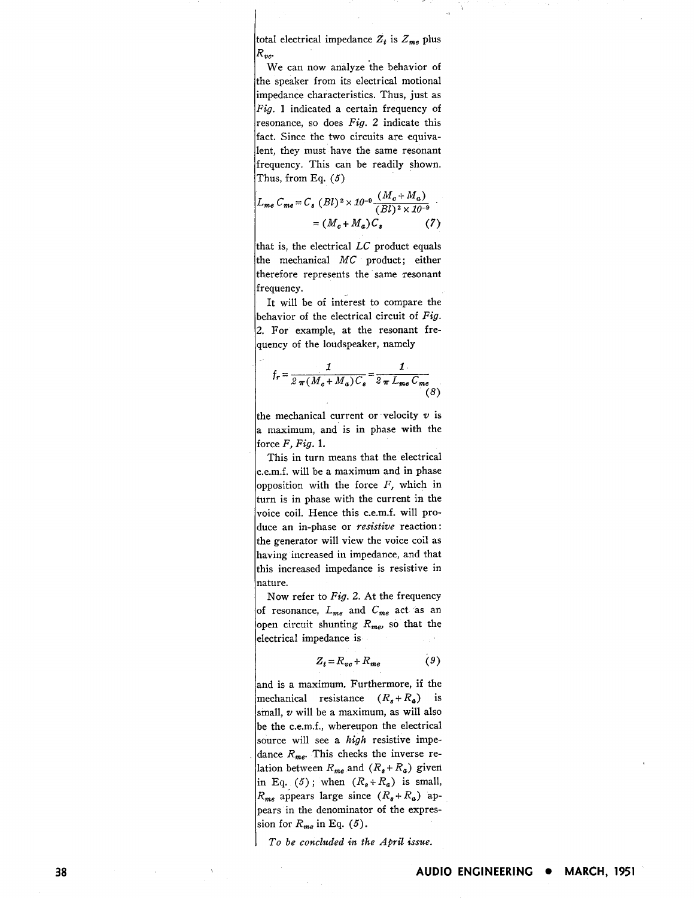total electrical impedance $Z_t$ is $Z_{me}$ plus $R_{vc}$.

We can now analyze the behavior of the speaker from its electrical motional impedance characteristics. Thus, just as *Fig.* 1 indicated a certain frequency of resonance, so does *Fig.* 2 indicate this fact. Since the two circuits are equivalent, they must have the same resonant frequency. This can be readily shown. Thus, from Eq. (*5*)

$$L_{me}\,C_{me} = C_s\,(Bl)^2 \times 10^{-9} \frac{(M_c + M_a)}{(Bl)^2 \times 10^{-9}}$$

$$= (M_c + M_a)C_s \qquad (7)$$

that is, the electrical *LC* product equals the mechanical *MC* product; either therefore represents the same resonant frequency.

It will be of interest to compare the behavior of the electrical circuit of *Fig.* 2. For example, at the resonant frequency of the loudspeaker, namely

$$f_r = \frac{1}{2\,\pi(M_c + M_a)C_s} = \frac{1}{2\,\pi\,L_{me}\,C_{me}} \qquad (8)$$

the mechanical current or velocity $v$ is a maximum, and is in phase with the force $F$, *Fig.* 1.

This in turn means that the electrical c.e.m.f. will be a maximum and in phase opposition with the force $F$, which in turn is in phase with the current in the voice coil. Hence this c.e.m.f. will produce an in-phase or *resistive* reaction: the generator will view the voice coil as having increased in impedance, and that this increased impedance is resistive in nature.

Now refer to *Fig.* 2. At the frequency of resonance, $L_{me}$ and $C_{me}$ act as an open circuit shunting $R_{me}$, so that the electrical impedance is

$$Z_t = R_{vc} + R_{me} \qquad (9)$$

and is a maximum. Furthermore, if the mechanical resistance $(R_s + R_a)$ is small, $v$ will be a maximum, as will also be the c.e.m.f., whereupon the electrical source will see a *high* resistive impedance $R_{me}$. This checks the inverse relation between $R_{me}$ and $(R_s + R_a)$ given in Eq. (*5*); when $(R_s + R_a)$ is small, $R_{me}$ appears large since $(R_s + R_a)$ appears in the denominator of the expression for $R_{me}$ in Eq. (*5*).

*To be concluded in the April issue.*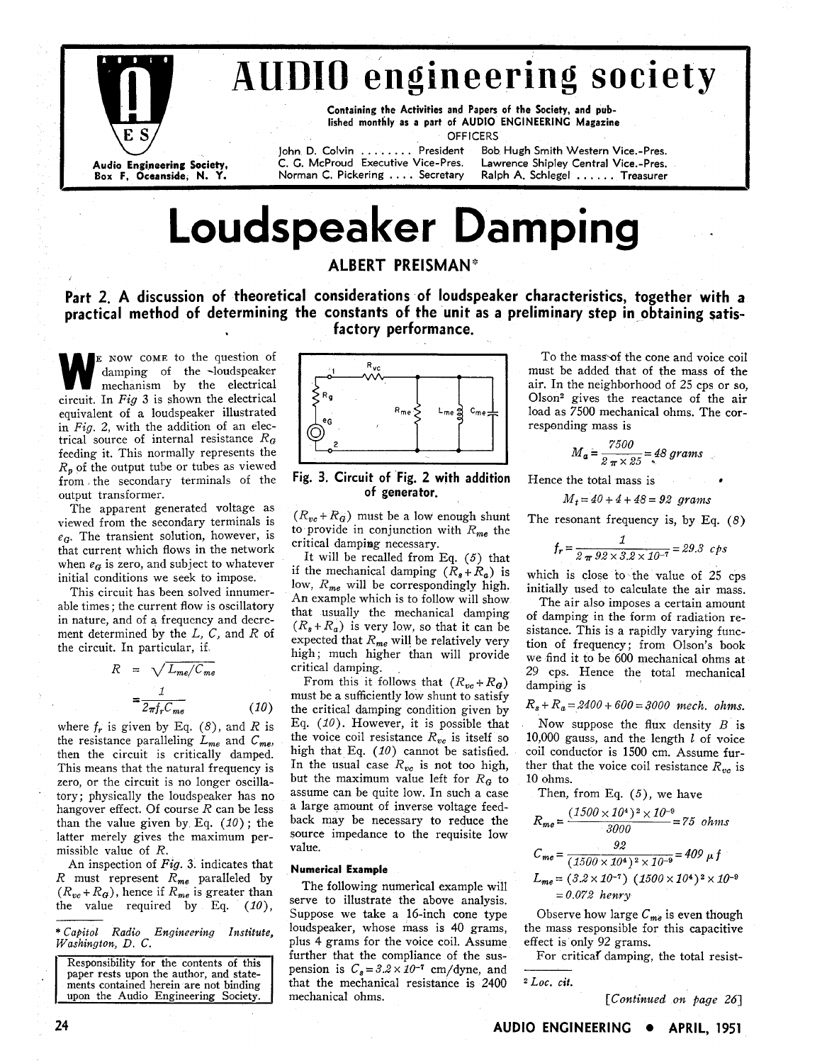# AUDIO engineering society

**Containing the Activities and Papers of the Society, and published monthly as a part of AUDIO ENGINEERING Magazine**

OFFICERS

John D. Colvin ........ President
C. G. McProud Executive Vice-Pres.
Norman C. Pickering .... Secretary
Bob Hugh Smith Western Vice.-Pres.
Lawrence Shipley Central Vice.-Pres.
Ralph A. Schlegel ...... Treasurer

Audio Engineering Society, Box F, Oceanside, N. Y.

# Loudspeaker Damping

## ALBERT PREISMAN*

**Part 2. A discussion of theoretical considerations of loudspeaker characteristics, together with a practical method of determining the constants of the unit as a preliminary step in obtaining satisfactory performance.**

We now come to the question of damping of the loudspeaker mechanism by the electrical circuit. In *Fig 3* is shown the electrical equivalent of a loudspeaker illustrated in *Fig. 2*, with the addition of an electrical source of internal resistance $R_G$ feeding it. This normally represents the $R_p$ of the output tube or tubes as viewed from the secondary terminals of the output transformer.

The apparent generated voltage as viewed from the secondary terminals is $e_G$. The transient solution, however, is that current which flows in the network when $e_G$ is zero, and subject to whatever initial conditions we seek to impose.

This circuit has been solved innumerable times; the current flow is oscillatory in nature, and of a frequency and decrement determined by the $L$, $C$, and $R$ of the circuit. In particular, if

$$R = \sqrt{L_{me}/C_{me}} = \frac{1}{2\pi f_r C_{me}} \qquad (10)$$

where $f_r$ is given by Eq. (*8*), and $R$ is the resistance paralleling $L_{me}$ and $C_{me}$, then the circuit is critically damped. This means that the natural frequency is zero, or the circuit is no longer oscillatory; physically the loudspeaker has no hangover effect. Of course $R$ can be less than the value given by Eq. (*10*); the latter merely gives the maximum permissible value of $R$.

An inspection of *Fig. 3*. indicates that $R$ must represent $R_{me}$ paralleled by $(R_{vc}+R_G)$, hence if $R_{me}$ is greater than the value required by Eq. (*10*), $(R_{vc}+R_G)$ must be a low enough shunt to provide in conjunction with $R_{me}$ the critical damping necessary.

Fig. 3. Circuit of Fig. 2 with addition of generator.

It will be recalled from Eq. (*5*) that if the mechanical damping $(R_s+R_a)$ is low, $R_{me}$ will be correspondingly high. An example which is to follow will show that usually the mechanical damping $(R_s+R_a)$ is very low, so that it can be expected that $R_{me}$ will be relatively very high; much higher than will provide critical damping.

From this it follows that $(R_{vc}+R_G)$ must be a sufficiently low shunt to satisfy the critical damping condition given by Eq. (*10*). However, it is possible that the voice coil resistance $R_{vc}$ is itself so high that Eq. (*10*) cannot be satisfied. In the usual case $R_{vc}$ is not too high, but the maximum value left for $R_G$ to assume can be quite low. In such a case a large amount of inverse voltage feedback may be necessary to reduce the source impedance to the requisite low value.

### Numerical Example

The following numerical example will serve to illustrate the above analysis. Suppose we take a 16-inch cone type loudspeaker, whose mass is 40 grams, plus 4 grams for the voice coil. Assume further that the compliance of the suspension is $C_s = 3.2 \times 10^{-7}$ cm/dyne, and that the mechanical resistance is 2400 mechanical ohms.

To the mass of the cone and voice coil must be added that of the mass of the air. In the neighborhood of 25 cps or so, Olson[2] gives the reactance of the air load as 7500 mechanical ohms. The corresponding mass is

$$M_a = \frac{7500}{2\pi \times 25} = 48 \text{ grams}$$

Hence the total mass is

$$M_t = 40 + 4 + 48 = 92 \text{ grams}$$

The resonant frequency is, by Eq. (*8*)

$$f_r = \frac{1}{2\pi\sqrt{92 \times 3.2 \times 10^{-7}}} = 29.3 \text{ cps}$$

which is close to the value of 25 cps initially used to calculate the air mass.

The air also imposes a certain amount of damping in the form of radiation resistance. This is a rapidly varying function of frequency; from Olson's book we find it to be 600 mechanical ohms at 29 cps. Hence the total mechanical damping is

$$R_s + R_a = 2400 + 600 = 3000 \text{ mech. ohms.}$$

Now suppose the flux density $B$ is 10,000 gauss, and the length $l$ of voice coil conductor is 1500 cm. Assume further that the voice coil resistance $R_{vc}$ is 10 ohms.

Then, from Eq. (*5*), we have

$$R_{me} = \frac{(1500 \times 10^4)^2 \times 10^{-9}}{3000} = 75 \text{ ohms}$$

$$C_{me} = \frac{92}{(1500 \times 10^4)^2 \times 10^{-9}} = 409 \ \mu f$$

$$L_{me} = (3.2 \times 10^{-7})(1500 \times 10^4)^2 \times 10^{-9} = 0.072 \text{ henry}$$

Observe how large $C_{me}$ is even though the mass responsible for this capacitive effect is only 92 grams.

For critical damping, the total resist-

[*Continued on page 26*]

---

\* *Capitol Radio Engineering Institute, Washington, D. C.*

Responsibility for the contents of this paper rests upon the author, and statements contained herein are not binding upon the Audio Engineering Society.

[2] *Loc. cit.*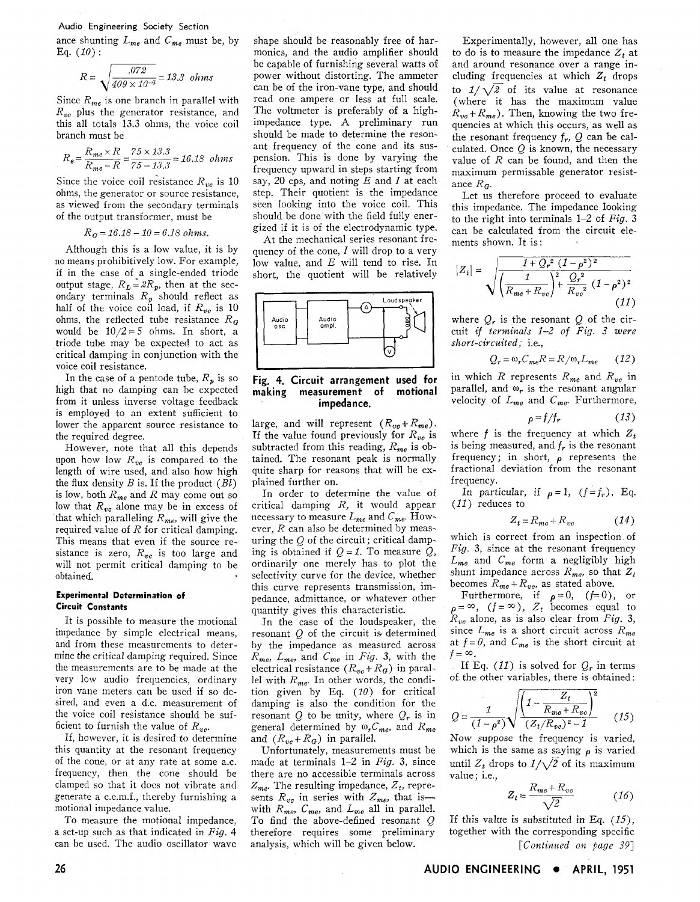ance shunting $L_{me}$ and $C_{me}$ must be, by Eq. (*10*):

$$R = \sqrt{\frac{.072}{409 \times 10^{-6}}} = 13.3 \text{ ohms}$$

Since $R_{me}$ is one branch in parallel with $R_{vc}$ plus the generator resistance, and this all totals 13.3 ohms, the voice coil branch must be

$$R_e = \frac{R_{me} \times R}{R_{me} - R} = \frac{75 \times 13.3}{75 - 13.3} = 16.18 \text{ ohms}$$

Since the voice coil resistance $R_{vc}$ is 10 ohms, the generator or source resistance, as viewed from the secondary terminals of the output transformer, must be

$$R_G = 16.18 - 10 = 6.18 \text{ ohms.}$$

Although this is a low value, it is by no means prohibitively low. For example, if in the case of a single-ended triode output stage, $R_L = 2R_p$, then at the secondary terminals $R_p$ should reflect as half of the voice coil load, if $R_{vc}$ is 10 ohms, the reflected tube resistance $R_G$ would be $10/2 = 5$ ohms. In short, a triode tube may be expected to act as critical damping in conjunction with the voice coil resistance.

In the case of a pentode tube, $R_p$ is so high that no damping can be expected from it unless inverse voltage feedback is employed to an extent sufficient to lower the apparent source resistance to the required degree.

However, note that all this depends upon how low $R_{vc}$ is compared to the length of wire used, and also how high the flux density $B$ is. If the product $(Bl)$ is low, both $R_{me}$ and $R$ may come out so low that $R_{vc}$ alone may be in excess of that which paralleling $R_{me}$ will give the required value of $R$ for critical damping. This means that even if the source resistance is zero, $R_{vc}$ is too large and will not permit critical damping to be obtained.

### Experimental Determination of Circuit Constants

It is possible to measure the motional impedance by simple electrical means, and from these measurements to determine the critical damping required. Since the measurements are to be made at the very low audio frequencies, ordinary iron vane meters can be used if so desired, and even a d.c. measurement of the voice coil resistance should be sufficient to furnish the value of $R_{vc}$.

If, however, it is desired to determine this quantity at the resonant frequency of the cone, or at any rate at some a.c. frequency, then the cone should be clamped so that it does not vibrate and generate a c.e.m.f., thereby furnishing a motional impedance value.

To measure the motional impedance, a set-up such as that indicated in *Fig. 4* can be used. The audio oscillator wave shape should be reasonably free of harmonics, and the audio amplifier should be capable of furnishing several watts of power without distorting. The ammeter can be of the iron-vane type, and should read one ampere or less at full scale. The voltmeter is preferably of a high-impedance type. A preliminary run should be made to determine the resonant frequency of the cone and its suspension. This is done by varying the frequency upward in steps starting from say, 20 cps, and noting $E$ and $I$ at each step. Their quotient is the impedance seen looking into the voice coil. This should be done with the field fully energized if it is of the electrodynamic type.

At the mechanical series resonant frequency of the cone, $I$ will drop to a very low value, and $E$ will tend to rise. In short, the quotient will be relatively large, and will represent $(R_{vc} + R_{me})$. If the value found previously for $R_{vc}$ is subtracted from this reading, $R_{me}$ is obtained. The resonant peak is normally quite sharp for reasons that will be explained further on.

Audio osc.
Audio ampl.
A
V
Loudspeaker

**Fig. 4. Circuit arrangement used for making measurement of motional impedance.**

In order to determine the value of critical damping $R$, it would appear necessary to measure $L_{me}$ and $C_{me}$. However, $R$ can also be determined by measuring the $Q$ of the circuit; critical damping is obtained if $Q = 1$. To measure $Q$, ordinarily one merely has to plot the selectivity curve for the device, whether this curve represents transmission, impedance, admittance, or whatever other quantity gives this characteristic.

In the case of the loudspeaker, the resonant $Q$ of the circuit is determined by the impedance as measured across $R_{me}$, $L_{me}$, and $C_{me}$ in *Fig. 3*, with the electrical resistance $(R_{vc} + R_G)$ in parallel with $R_{me}$. In other words, the condition given by Eq. (*10*) for critical damping is also the condition for the resonant $Q$ to be unity, where $Q_r$ is in general determined by $\omega_r C_{me}$, and $R_{me}$ and $(R_{vc} + R_G)$ in parallel.

Unfortunately, measurements must be made at terminals 1–2 in *Fig. 3*, since there are no accessible terminals across $Z_{me}$. The resulting impedance, $Z_t$, represents $R_{vc}$ in series with $Z_{me}$, that is—with $R_{me}$, $C_{me}$, and $L_{me}$ all in parallel. To find the above-defined resonant $Q$ therefore requires some preliminary analysis, which will be given below.

Experimentally, however, all one has to do is to measure the impedance $Z_t$ at and around resonance over a range including frequencies at which $Z_t$ drops to $1/\sqrt{2}$ of its value at resonance (where it has the maximum value $R_{vc} + R_{me}$). Then, knowing the two frequencies at which this occurs, as well as the resonant frequency $f_r$, $Q$ can be calculated. Once $Q$ is known, the necessary value of $R$ can be found, and then the maximum permissable generator resistance $R_G$.

Let us therefore proceed to evaluate this impedance. The impedance looking to the right into terminals 1–2 of *Fig. 3* can be calculated from the circuit elements shown. It is:

$$|Z_t| = \sqrt{\frac{1 + Q_r^2 (1 - \rho^2)^2}{\left(\frac{1}{R_{me} + R_{vc}}\right)^2 + \frac{Q_r^2}{R_{vc}^2}(1 - \rho^2)^2}} \qquad (11)$$

where $Q_r$ is the resonant $Q$ of the circuit *if terminals 1–2 of Fig. 3 were short-circuited*; i.e.,

$$Q_r = \omega_r C_{me} R = R/\omega_r L_{me} \qquad (12)$$

in which $R$ represents $R_{me}$ and $R_{vc}$ in parallel, and $\omega_r$ is the resonant angular velocity of $L_{me}$ and $C_{me}$. Furthermore,

$$\rho = f/f_r \qquad (13)$$

where $f$ is the frequency at which $Z_t$ is being measured, and $f_r$ is the resonant frequency; in short, $\rho$ represents the fractional deviation from the resonant frequency.

In particular, if $\rho = 1$, $(f = f_r)$, Eq. (*11*) reduces to

$$Z_t = R_{me} + R_{vc} \qquad (14)$$

which is correct from an inspection of *Fig. 3*, since at the resonant frequency $L_{me}$ and $C_{me}$ form a negligibly high shunt impedance across $R_{me}$, so that $Z_t$ becomes $R_{me} + R_{vc}$, as stated above.

Furthermore, if $\rho = 0$, $(f = 0)$, or $\rho = \infty$, $(f = \infty)$, $Z_t$ becomes equal to $R_{vc}$ alone, as is also clear from *Fig. 3*, since $L_{me}$ is a short circuit across $R_{me}$ at $f = 0$, and $C_{me}$ is the short circuit at $f = \infty$.

If Eq. (*11*) is solved for $Q_r$ in terms of the other variables, there is obtained:

$$Q = \frac{1}{(1 - \rho^2)} \sqrt{\frac{\left(1 - \frac{Z_t}{R_{me} + R_{vc}}\right)^2}{(Z_t/R_{vc})^2 - 1}} \qquad (15)$$

Now suppose the frequency is varied, which is the same as saying $\rho$ is varied until $Z_t$ drops to $1/\sqrt{2}$ of its maximum value; i.e.,

$$Z_t = \frac{R_{me} + R_{vc}}{\sqrt{2}} \qquad (16)$$

If this value is substituted in Eq. (*15*), together with the corresponding specific

[*Continued on page 39*]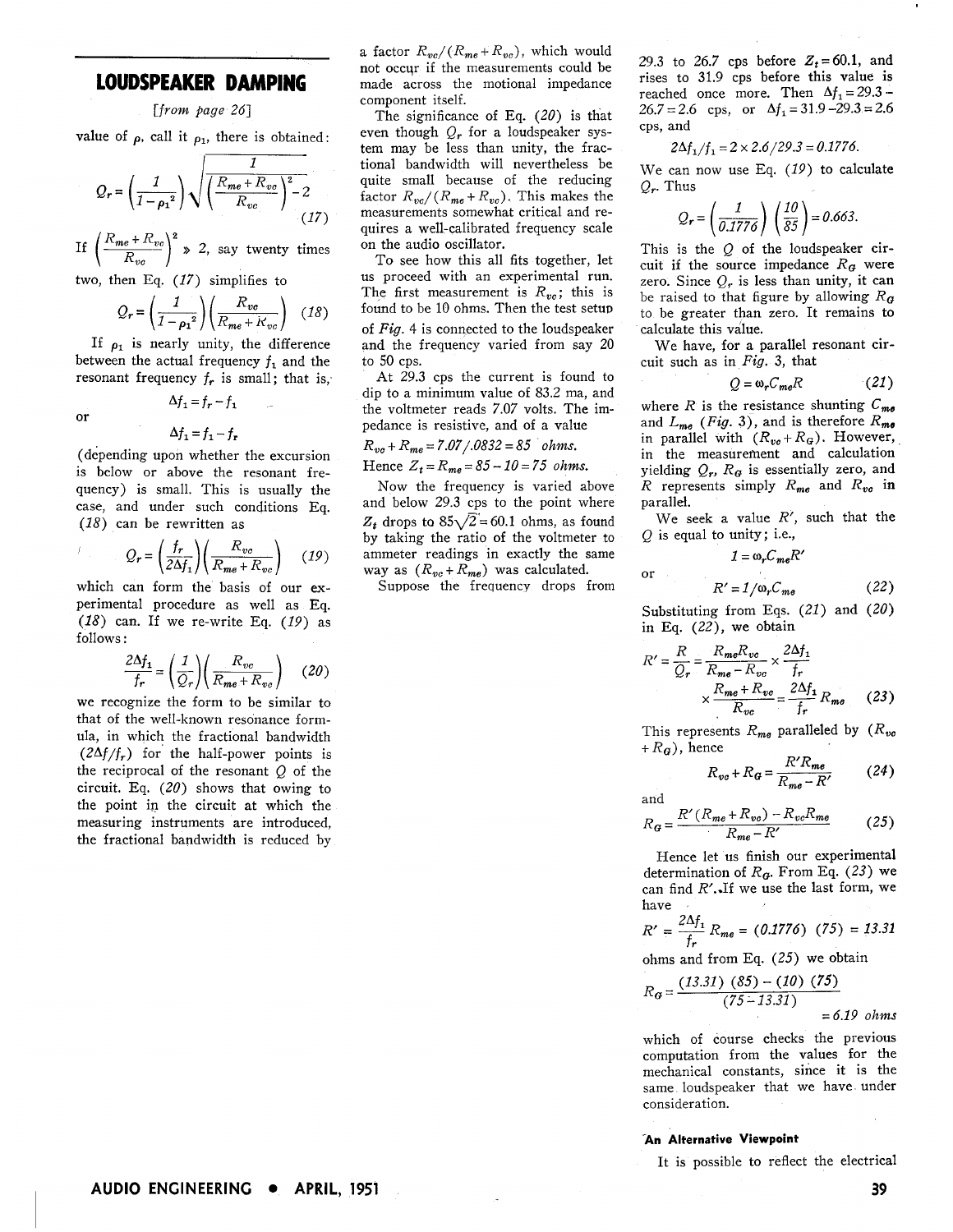## LOUDSPEAKER DAMPING

[*from page 26*]

value of $\rho$, call it $\rho_1$, there is obtained:

$$Q_r = \left(\frac{1}{1-\rho_1^2}\right)\sqrt{\frac{1}{\left(\frac{R_{me}+R_{vc}}{R_{vc}}\right)^2 - 2}} \quad (17)$$

If $\left(\frac{R_{me}+R_{vc}}{R_{vc}}\right)^2 \gg 2$, say twenty times two, then Eq. (*17*) simplifies to

$$Q_r = \left(\frac{1}{1-\rho_1^2}\right)\left(\frac{R_{vc}}{R_{me}+R_{vc}}\right) \quad (18)$$

If $\rho_1$ is nearly unity, the difference between the actual frequency $f_1$ and the resonant frequency $f_r$ is small; that is,

$$\Delta f_1 = f_r - f_1$$

or

$$\Delta f_1 = f_1 - f_r$$

(depending upon whether the excursion is below or above the resonant frequency) is small. This is usually the case, and under such conditions Eq. (*18*) can be rewritten as

$$Q_r = \left(\frac{f_r}{2\Delta f_1}\right)\left(\frac{R_{vc}}{R_{me}+R_{vc}}\right) \quad (19)$$

which can form the basis of our experimental procedure as well as Eq. (*18*) can. If we re-write Eq. (*19*) as follows:

$$\frac{2\Delta f_1}{f_r} = \left(\frac{1}{Q_r}\right)\left(\frac{R_{vc}}{R_{me}+R_{vc}}\right) \quad (20)$$

we recognize the form to be similar to that of the well-known resonance formula, in which the fractional bandwidth ($2\Delta f/f_r$) for the half-power points is the reciprocal of the resonant $Q$ of the circuit. Eq. (*20*) shows that owing to the point in the circuit at which the measuring instruments are introduced, the fractional bandwidth is reduced by a factor $R_{vc}/(R_{me}+R_{vc})$, which would not occur if the measurements could be made across the motional impedance component itself.

The significance of Eq. (*20*) is that even though $Q_r$ for a loudspeaker system may be less than unity, the fractional bandwidth will nevertheless be quite small because of the reducing factor $R_{vc}/(R_{me}+R_{vc})$. This makes the measurements somewhat critical and requires a well-calibrated frequency scale on the audio oscillator.

To see how this all fits together, let us proceed with an experimental run. The first measurement is $R_{vc}$; this is found to be 10 ohms. Then the test setup of *Fig.* 4 is connected to the loudspeaker and the frequency varied from say 20 to 50 cps.

At 29.3 cps the current is found to dip to a minimum value of 83.2 ma, and the voltmeter reads 7.07 volts. The impedance is resistive, and of a value

$$R_{vc}+R_{me} = 7.07/.0832 = 85 \text{ ohms.}$$

Hence $Z_t = R_{me} = 85 - 10 = 75$ *ohms.*

Now the frequency is varied above and below 29.3 cps to the point where $Z_t$ drops to $85\sqrt{2} = 60.1$ ohms, as found by taking the ratio of the voltmeter to ammeter readings in exactly the same way as $(R_{vc}+R_{me})$ was calculated.

Suppose the frequency drops from 29.3 to 26.7 cps before $Z_t = 60.1$, and rises to 31.9 cps before this value is reached once more. Then $\Delta f_1 = 29.3 - 26.7 = 2.6$ cps, or $\Delta f_1 = 31.9 - 29.3 = 2.6$ cps, and

$$2\Delta f_1/f_1 = 2 \times 2.6/29.3 = 0.1776.$$

We can now use Eq. (*19*) to calculate $Q_r$. Thus

$$Q_r = \left(\frac{1}{0.1776}\right)\left(\frac{10}{85}\right) = 0.663.$$

This is the $Q$ of the loudspeaker circuit if the source impedance $R_G$ were zero. Since $Q_r$ is less than unity, it can be raised to that figure by allowing $R_G$ to be greater than zero. It remains to calculate this value.

We have, for a parallel resonant circuit such as in *Fig.* 3, that

$$Q = \omega_r C_{me} R \quad (21)$$

where $R$ is the resistance shunting $C_{me}$ and $L_{me}$ (*Fig.* 3), and is therefore $R_{me}$ in parallel with $(R_{vc}+R_G)$. However, in the measurement and calculation yielding $Q_r$, $R_G$ is essentially zero, and $R$ represents simply $R_{me}$ and $R_{vc}$ in parallel.

We seek a value $R'$, such that the $Q$ is equal to unity; i.e.,

$$1 = \omega_r C_{me} R'$$

or

$$R' = 1/\omega_r C_{me} \quad (22)$$

Substituting from Eqs. (*21*) and (*20*) in Eq. (*22*), we obtain

$$R' = \frac{R}{Q_r} = \frac{R_{me}R_{vc}}{R_{me}-R_{vc}} \times \frac{2\Delta f_1}{f_r} \times \frac{R_{me}+R_{vc}}{R_{vc}} = \frac{2\Delta f_1}{f_r}R_{me} \quad (23)$$

This represents $R_{me}$ paralleled by $(R_{vc}+R_G)$, hence

$$R_{vc}+R_G = \frac{R'R_{me}}{R_{me}-R'} \quad (24)$$

and

$$R_G = \frac{R'(R_{me}+R_{vc}) - R_{vc}R_{me}}{R_{me}-R'} \quad (25)$$

Hence let us finish our experimental determination of $R_G$. From Eq. (*23*) we can find $R'$. If we use the last form, we have

$$R' = \frac{2\Delta f_1}{f_r}R_{me} = (0.1776)\ (75) = 13.31$$

ohms and from Eq. (*25*) we obtain

$$R_G = \frac{(13.31)\ (85) - (10)\ (75)}{(75-13.31)} = 6.19 \text{ ohms}$$

which of course checks the previous computation from the values for the mechanical constants, since it is the same loudspeaker that we have under consideration.

#### An Alternative Viewpoint

It is possible to reflect the electrical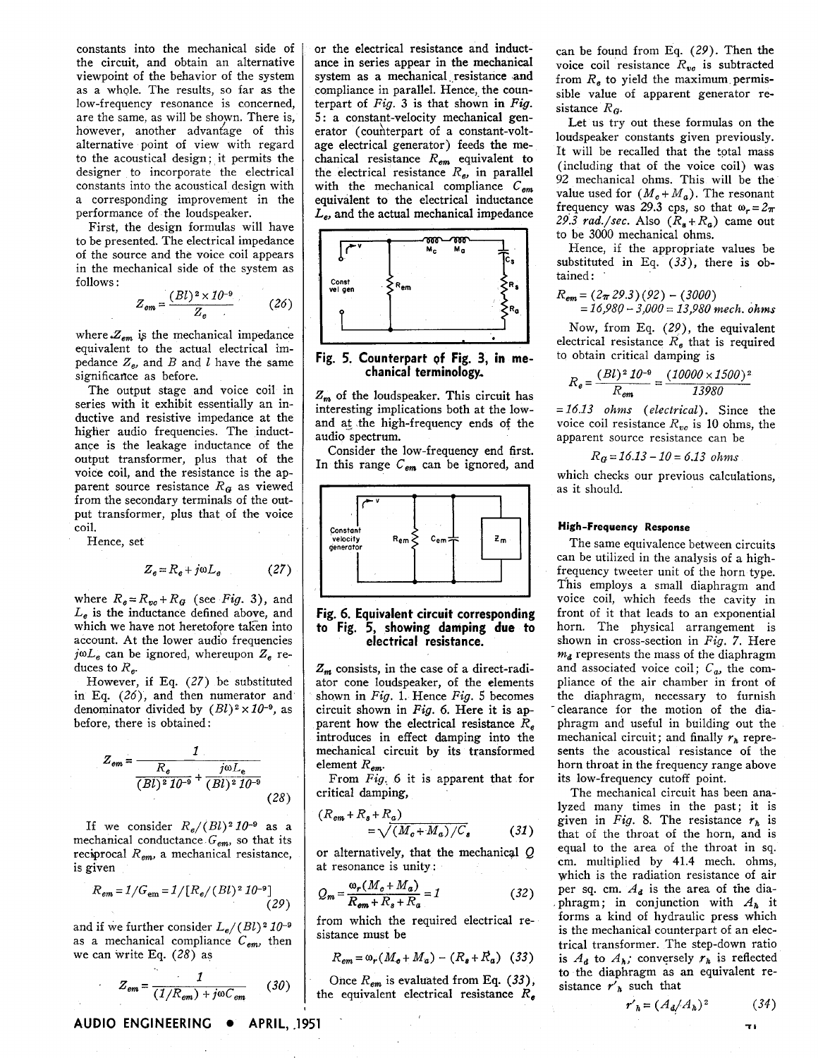constants into the mechanical side of the circuit, and obtain an alternative viewpoint of the behavior of the system as a whole. The results, so far as the low-frequency resonance is concerned, are the same, as will be shown. There is, however, another advantage of this alternative point of view with regard to the acoustical design; it permits the designer to incorporate the electrical constants into the acoustical design with a corresponding improvement in the performance of the loudspeaker.

First, the design formulas will have to be presented. The electrical impedance of the source and the voice coil appears in the mechanical side of the system as follows:

$$Z_{em} = \frac{(Bl)^2 \times 10^{-9}}{Z_e} \qquad (26)$$

where $Z_{em}$ is the mechanical impedance equivalent to the actual electrical impedance $Z_e$, and $B$ and $l$ have the same significance as before.

The output stage and voice coil in series with it exhibit essentially an inductive and resistive impedance at the higher audio frequencies. The inductance is the leakage inductance of the output transformer, plus that of the voice coil, and the resistance is the apparent source resistance $R_G$ as viewed from the secondary terminals of the output transformer, plus that of the voice coil.

Hence, set

$$Z_e = R_e + j\omega L_e \qquad (27)$$

where $R_e = R_{vc} + R_G$ (see *Fig. 3*), and $L_e$ is the inductance defined above, and which we have not heretofore taken into account. At the lower audio frequencies $j\omega L_e$ can be ignored, whereupon $Z_e$ reduces to $R_e$.

However, if Eq. *(27)* be substituted in Eq. *(26)*, and then numerator and denominator divided by $(Bl)^2 \times 10^{-9}$, as before, there is obtained:

$$Z_{em} = \frac{1}{\dfrac{R_e}{(Bl)^2 10^{-9}} + \dfrac{j\omega L_e}{(Bl)^2 10^{-9}}} \qquad (28)$$

If we consider $R_e/(Bl)^2 10^{-9}$ as a mechanical conductance $G_{em}$, so that its reciprocal $R_{em}$, a mechanical resistance, is given

$$R_{em} = 1/G_{em} = 1/[R_e/(Bl)^2 10^{-9}] \qquad (29)$$

and if we further consider $L_e/(Bl)^2 10^{-9}$ as a mechanical compliance $C_{em}$, then we can write Eq. *(28)* as

$$Z_{em} = \frac{1}{(1/R_{em}) + j\omega C_{em}} \qquad (30)$$

or the electrical resistance and inductance in series appear in the mechanical system as a mechanical resistance and compliance in parallel. Hence, the counterpart of *Fig. 3* is that shown in *Fig. 5*: a constant-velocity mechanical generator (counterpart of a constant-voltage electrical generator) feeds the mechanical resistance $R_{em}$ equivalent to the electrical resistance $R_e$, in parallel with the mechanical compliance $C_{em}$ equivalent to the electrical inductance $L_e$, and the actual mechanical impedance

V
Const vel gen
$R_{em}$
$M_c$ $M_a$
$C_s$
$R_s$
$R_a$

**Fig. 5. Counterpart of Fig. 3, in mechanical terminology.**

$Z_m$ of the loudspeaker. This circuit has interesting implications both at the low- and at the high-frequency ends of the audio spectrum.

Consider the low-frequency end first. In this range $C_{em}$ can be ignored, and

V
Constant velocity generator
$R_{em}$
$C_{em}$
$Z_m$

**Fig. 6. Equivalent circuit corresponding to Fig. 5, showing damping due to electrical resistance.**

$Z_m$ consists, in the case of a direct-radiator cone loudspeaker, of the elements shown in *Fig. 1*. Hence *Fig. 5* becomes circuit shown in *Fig. 6*. Here it is apparent how the electrical resistance $R_e$ introduces in effect damping into the mechanical circuit by its transformed element $R_{em}$.

From *Fig. 6* it is apparent that for critical damping,

$$(R_{em} + R_s + R_a) = \sqrt{(M_c + M_a)/C_s} \qquad (31)$$

or alternatively, that the mechanical $Q$ at resonance is unity:

$$Q_m = \frac{\omega_r (M_c + M_a)}{R_{em} + R_s + R_a} = 1 \qquad (32)$$

from which the required electrical resistance must be

$$R_{em} = \omega_r (M_c + M_a) - (R_s + R_a) \quad (33)$$

Once $R_{em}$ is evaluated from Eq. *(33)*, the equivalent electrical resistance $R_e$ can be found from Eq. *(29)*. Then the voice coil resistance $R_{vc}$ is subtracted from $R_e$ to yield the maximum permissible value of apparent generator resistance $R_G$.

Let us try out these formulas on the loudspeaker constants given previously. It will be recalled that the total mass (including that of the voice coil) was 92 mechanical ohms. This will be the value used for $(M_c + M_a)$. The resonant frequency was 29.3 cps, so that $\omega_r = 2\pi\ 29.3$ *rad./sec.* Also $(R_s + R_a)$ came out to be 3000 mechanical ohms.

Hence, if the appropriate values be substituted in Eq. *(33)*, there is obtained:

$$R_{em} = (2\pi\, 29.3)(92) - (3000) = 16{,}980 - 3{,}000 = 13{,}980 \text{ mech. ohms}$$

Now, from Eq. *(29)*, the equivalent electrical resistance $R_e$ that is required to obtain critical damping is

$$R_e = \frac{(Bl)^2\, 10^{-9}}{R_{em}} = \frac{(10000 \times 1500)^2}{13980}$$

$= 16.13$ *ohms (electrical)*. Since the voice coil resistance $R_{vc}$ is 10 ohms, the apparent source resistance can be

$$R_G = 16.13 - 10 = 6.13 \text{ ohms}$$

which checks our previous calculations, as it should.

### High-Frequency Response

The same equivalence between circuits can be utilized in the analysis of a high-frequency tweeter unit of the horn type. This employs a small diaphragm and voice coil, which feeds the cavity in front of it that leads to an exponential horn. The physical arrangement is shown in cross-section in *Fig. 7*. Here $m_d$ represents the mass of the diaphragm and associated voice coil; $C_a$, the compliance of the air chamber in front of the diaphragm, necessary to furnish clearance for the motion of the diaphragm and useful in building out the mechanical circuit; and finally $r_h$ represents the acoustical resistance of the horn throat in the frequency range above its low-frequency cutoff point.

The mechanical circuit has been analyzed many times in the past; it is given in *Fig. 8*. The resistance $r_h$ is that of the throat of the horn, and is equal to the area of the throat in sq. cm. multiplied by 41.4 mech. ohms, which is the radiation resistance of air per sq. cm. $A_d$ is the area of the diaphragm; in conjunction with $A_h$ it forms a kind of hydraulic press which is the mechanical counterpart of an electrical transformer. The step-down ratio is $A_d$ to $A_h$; conversely $r_h$ is reflected to the diaphragm as an equivalent resistance $r'_h$ such that

$$r'_h = (A_d/A_h)^2 \qquad (34)$$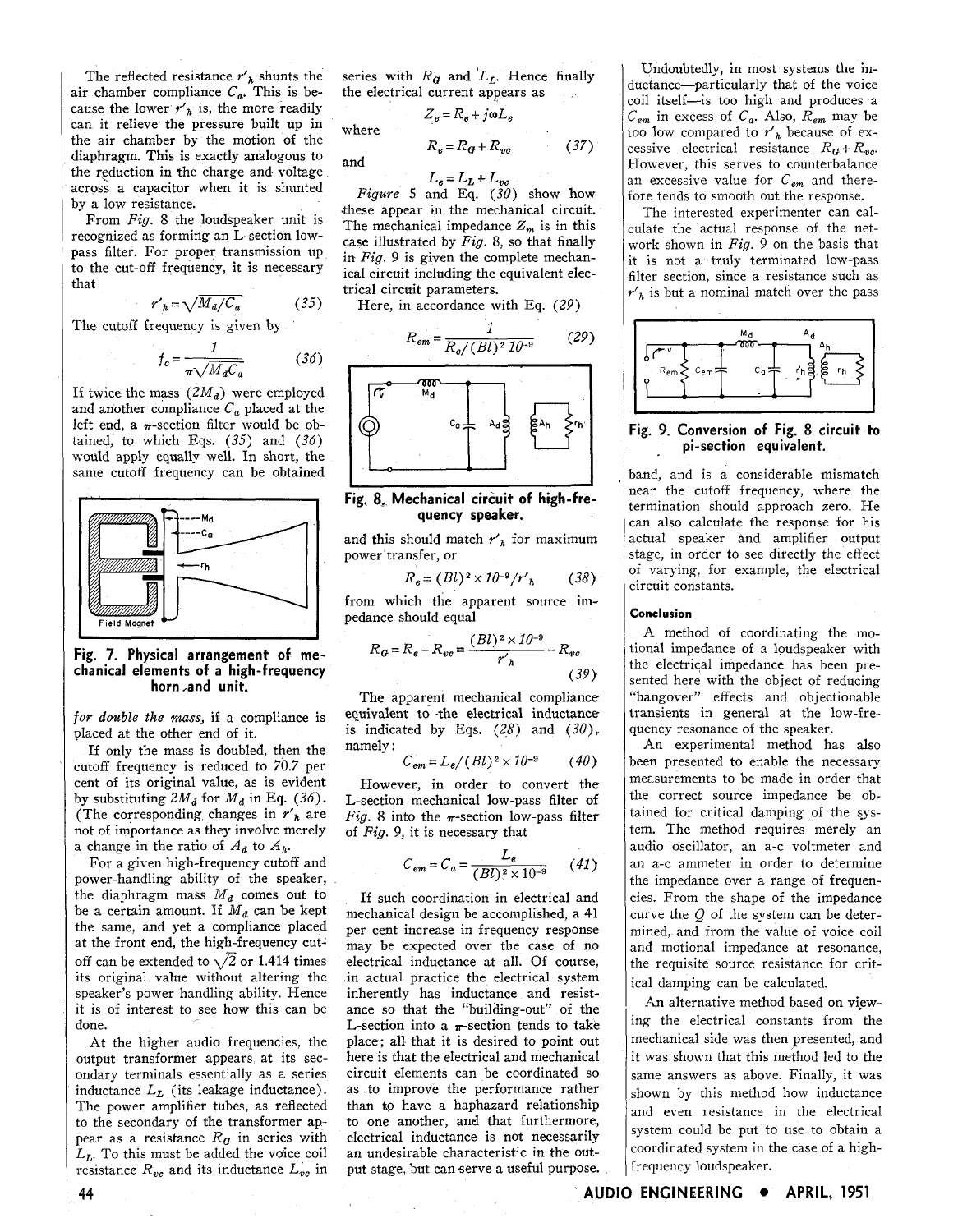The reflected resistance $r'_h$ shunts the air chamber compliance $C_a$. This is because the lower $r'_h$ is, the more readily can it relieve the pressure built up in the air chamber by the motion of the diaphragm. This is exactly analogous to the reduction in the charge and voltage across a capacitor when it is shunted by a low resistance.

From *Fig.* 8 the loudspeaker unit is recognized as forming an L-section low-pass filter. For proper transmission up to the cut-off frequency, it is necessary that

$$r'_h = \sqrt{M_d/C_a} \qquad (35)$$

The cutoff frequency is given by

$$f_c = \frac{1}{\pi\sqrt{M_d C_a}} \qquad (36)$$

If twice the mass ($2M_d$) were employed and another compliance $C_a$ placed at the left end, a $\pi$-section filter would be obtained, to which Eqs. (*35*) and (*36*) would apply equally well. In short, the same cutoff frequency can be obtained *for double the mass*, if a compliance is placed at the other end of it.

Fig. 7. Physical arrangement of mechanical elements of a high-frequency horn and unit.

Md

Ca

rh

Field Magnet

If only the mass is doubled, then the cutoff frequency is reduced to 70.7 per cent of its original value, as is evident by substituting $2M_d$ for $M_d$ in Eq. (*36*). (The corresponding changes in $r'_h$ are not of importance as they involve merely a change in the ratio of $A_d$ to $A_h$.

For a given high-frequency cutoff and power-handling ability of the speaker, the diaphragm mass $M_d$ comes out to be a certain amount. If $M_d$ can be kept the same, and yet a compliance placed at the front end, the high-frequency cutoff can be extended to $\sqrt{2}$ or 1.414 times its original value without altering the speaker's power handling ability. Hence it is of interest to see how this can be done.

At the higher audio frequencies, the output transformer appears at its secondary terminals essentially as a series inductance $L_L$ (its leakage inductance). The power amplifier tubes, as reflected to the secondary of the transformer appear as a resistance $R_G$ in series with $L_L$. To this must be added the voice coil resistance $R_{vc}$ and its inductance $L_{vc}$ in series with $R_G$ and $L_L$. Hence finally the electrical current appears as

$$Z_e = R_e + j\omega L_e$$

where

$$R_e = R_G + R_{vc} \qquad (37)$$

and

$$L_e = L_L + L_{vc}$$

*Figure* 5 and Eq. (*30*) show how these appear in the mechanical circuit. The mechanical impedance $Z_m$ is in this case illustrated by *Fig.* 8, so that finally in *Fig.* 9 is given the complete mechanical circuit including the equivalent electrical circuit parameters.

Here, in accordance with Eq. (*29*)

$$R_{em} = \frac{1}{R_e/(Bl)^2\, 10^{-9}} \qquad (29)$$

Fig. 8. Mechanical circuit of high-frequency speaker.

and this should match $r'_h$ for maximum power transfer, or

$$R_e = (Bl)^2 \times 10^{-9}/r'_h \qquad (38)$$

from which the apparent source impedance should equal

$$R_G = R_e - R_{vc} = \frac{(Bl)^2 \times 10^{-9}}{r'_h} - R_{vc} \qquad (39)$$

The apparent mechanical compliance equivalent to the electrical inductance is indicated by Eqs. (*28*) and (*30*), namely:

$$C_{em} = L_e/(Bl)^2 \times 10^{-9} \qquad (40)$$

However, in order to convert the L-section mechanical low-pass filter of *Fig.* 8 into the $\pi$-section low-pass filter of *Fig.* 9, it is necessary that

$$C_{em} = C_a = \frac{L_e}{(Bl)^2 \times 10^{-9}} \qquad (41)$$

If such coordination in electrical and mechanical design be accomplished, a 41 per cent increase in frequency response may be expected over the case of no electrical inductance at all. Of course, in actual practice the electrical system inherently has inductance and resistance so that the "building-out" of the L-section into a $\pi$-section tends to take place; all that it is desired to point out here is that the electrical and mechanical circuit elements can be coordinated so as to improve the performance rather than to have a haphazard relationship to one another, and that furthermore, electrical inductance is not necessarily an undesirable characteristic in the output stage, but can serve a useful purpose.

Undoubtedly, in most systems the inductance—particularly that of the voice coil itself—is too high and produces a $C_{em}$ in excess of $C_a$. Also, $R_{em}$ may be too low compared to $r'_h$ because of excessive electrical resistance $R_G + R_{vc}$. However, this serves to counterbalance an excessive value for $C_{em}$ and therefore tends to smooth out the response.

The interested experimenter can calculate the actual response of the network shown in *Fig.* 9 on the basis that it is not a truly terminated low-pass filter section, since a resistance such as $r'_h$ is but a nominal match over the pass band, and is a considerable mismatch near the cutoff frequency, where the termination should approach zero. He can also calculate the response for his actual speaker and amplifier output stage, in order to see directly the effect of varying, for example, the electrical circuit constants.

Fig. 9. Conversion of Fig. 8 circuit to pi-section equivalent.

### Conclusion

A method of coordinating the motional impedance of a loudspeaker with the electrical impedance has been presented here with the object of reducing "hangover" effects and objectionable transients in general at the low-frequency resonance of the speaker.

An experimental method has also been presented to enable the necessary measurements to be made in order that the correct source impedance be obtained for critical damping of the system. The method requires merely an audio oscillator, an a-c voltmeter and an a-c ammeter in order to determine the impedance over a range of frequencies. From the shape of the impedance curve the $Q$ of the system can be determined, and from the value of voice coil and motional impedance at resonance, the requisite source resistance for critical damping can be calculated.

An alternative method based on viewing the electrical constants from the mechanical side was then presented, and it was shown that this method led to the same answers as above. Finally, it was shown by this method how inductance and even resistance in the electrical system could be put to use to obtain a coordinated system in the case of a high-frequency loudspeaker.